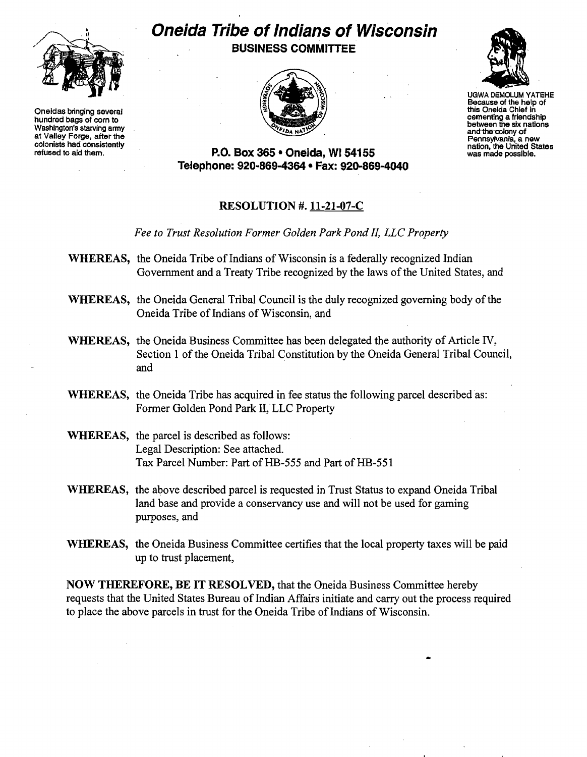# Oneida Tribe of Indians of Wisconsin

## BUSINESS COMMITTEE

Oneidas bringing several hundred bags of corn to Washington's starving army at Valley Forge, after the colonists had consistently refused to aid them.

UGWA DEMOLUM YATEHE
Because of the help of this Oneida Chief in cementing a friendship between the six nations and the colony of Pennsylvania, a new nation, the United States was made possible.

**P.O. Box 365 • Oneida, WI 54155**
**Telephone: 920-869-4364 • Fax: 920-869-4040**

### RESOLUTION #. 11-21-07-C

*Fee to Trust Resolution Former Golden Park Pond II, LLC Property*

**WHEREAS,** the Oneida Tribe of Indians of Wisconsin is a federally recognized Indian Government and a Treaty Tribe recognized by the laws of the United States, and

**WHEREAS,** the Oneida General Tribal Council is the duly recognized governing body of the Oneida Tribe of Indians of Wisconsin, and

**WHEREAS,** the Oneida Business Committee has been delegated the authority of Article IV, Section 1 of the Oneida Tribal Constitution by the Oneida General Tribal Council, and

**WHEREAS,** the Oneida Tribe has acquired in fee status the following parcel described as: Former Golden Pond Park II, LLC Property

**WHEREAS,** the parcel is described as follows:
Legal Description: See attached.
Tax Parcel Number: Part of HB-555 and Part of HB-551

**WHEREAS,** the above described parcel is requested in Trust Status to expand Oneida Tribal land base and provide a conservancy use and will not be used for gaming purposes, and

**WHEREAS,** the Oneida Business Committee certifies that the local property taxes will be paid up to trust placement,

**NOW THEREFORE, BE IT RESOLVED,** that the Oneida Business Committee hereby requests that the United States Bureau of Indian Affairs initiate and carry out the process required to place the above parcels in trust for the Oneida Tribe of Indians of Wisconsin.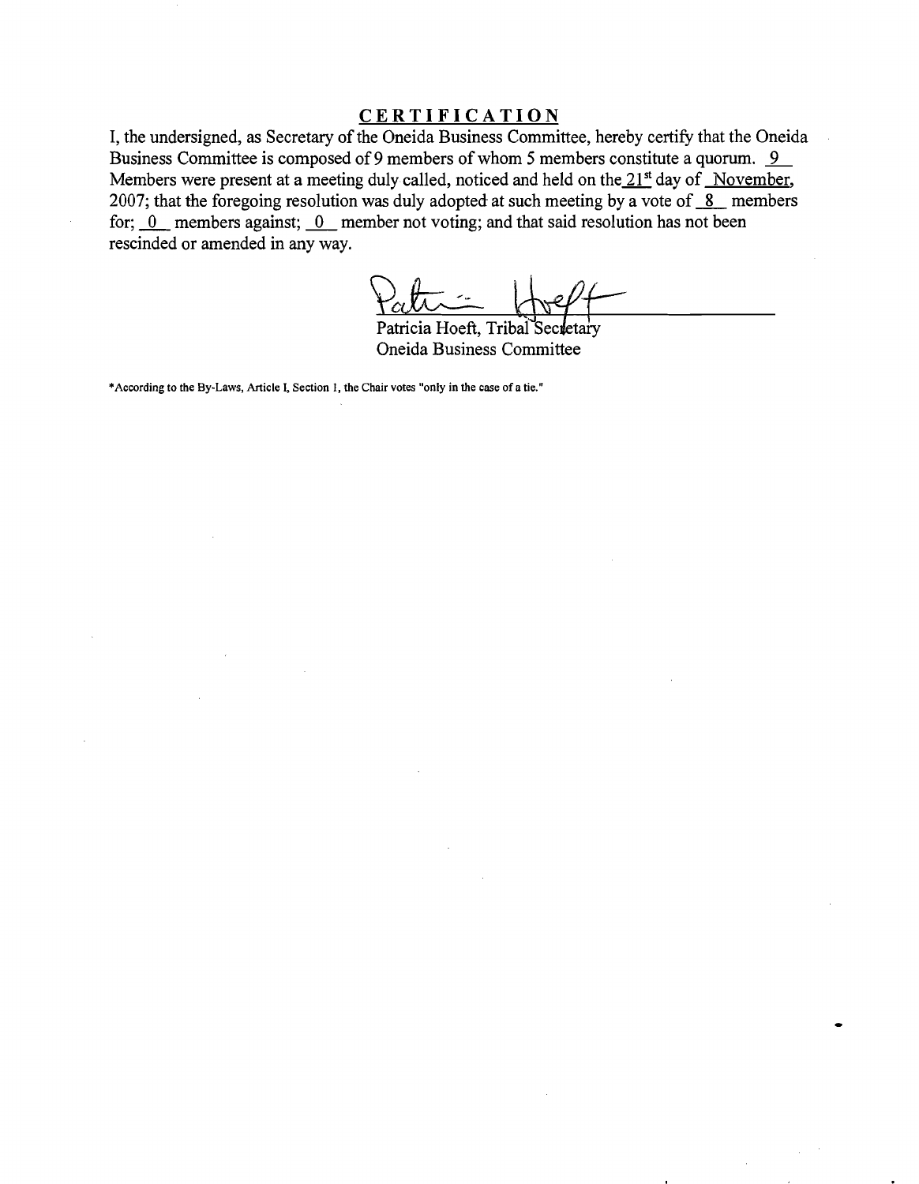## CERTIFICATION

I, the undersigned, as Secretary of the Oneida Business Committee, hereby certify that the Oneida Business Committee is composed of 9 members of whom 5 members constitute a quorum. 9 Members were present at a meeting duly called, noticed and held on the 21st day of November, 2007; that the foregoing resolution was duly adopted at such meeting by a vote of 8 members for; 0 members against; 0 member not voting; and that said resolution has not been rescinded or amended in any way.

Patricia Hoeft, Tribal Secretary
Oneida Business Committee

*According to the By-Laws, Article I, Section 1, the Chair votes "only in the case of a tie."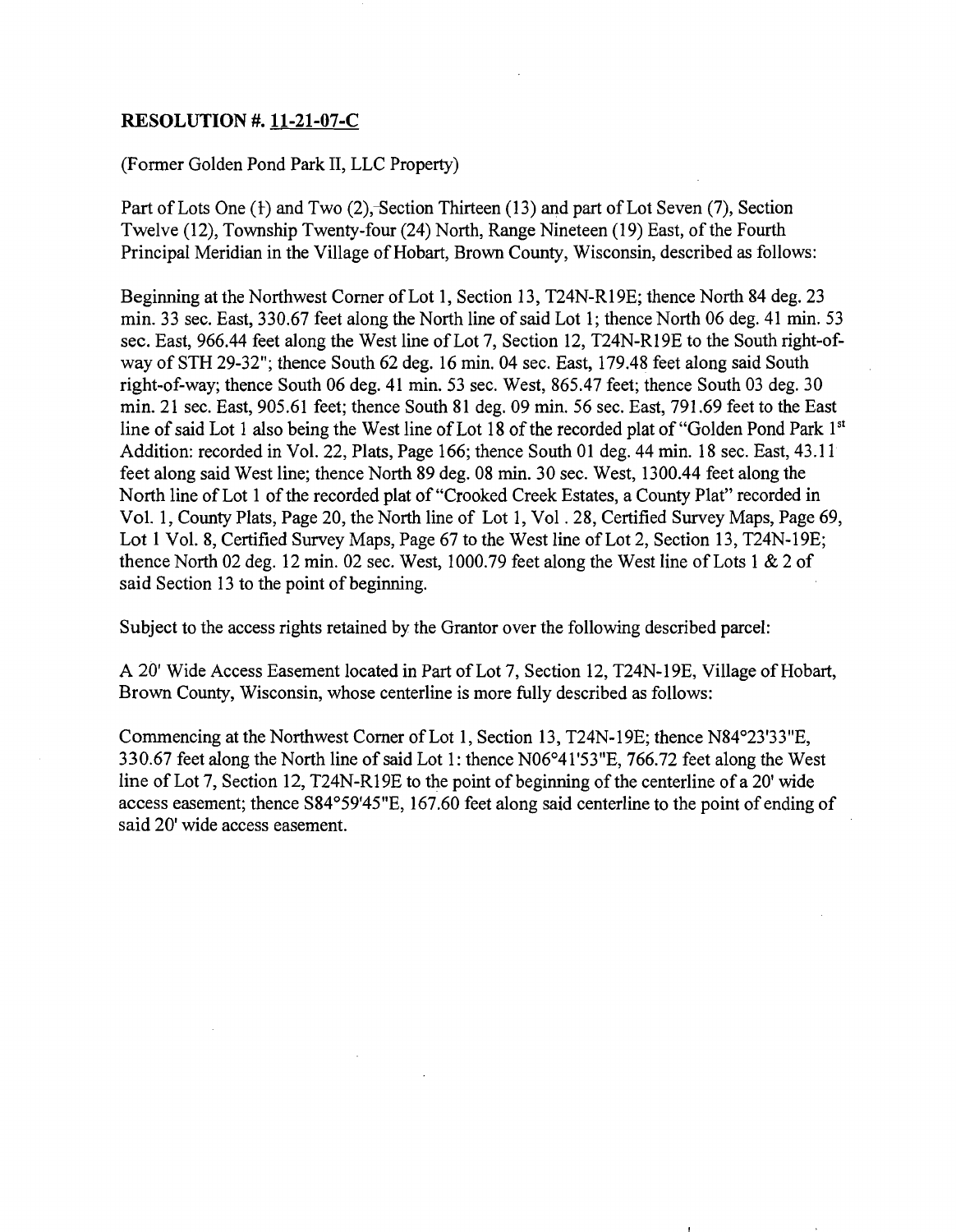**RESOLUTION #. 11-21-07-C**

(Former Golden Pond Park II, LLC Property)

Part of Lots One (1) and Two (2), Section Thirteen (13) and part of Lot Seven (7), Section Twelve (12), Township Twenty-four (24) North, Range Nineteen (19) East, of the Fourth Principal Meridian in the Village of Hobart, Brown County, Wisconsin, described as follows:

Beginning at the Northwest Corner of Lot 1, Section 13, T24N-R19E; thence North 84 deg. 23 min. 33 sec. East, 330.67 feet along the North line of said Lot 1; thence North 06 deg. 41 min. 53 sec. East, 966.44 feet along the West line of Lot 7, Section 12, T24N-R19E to the South right-of-way of STH 29-32"; thence South 62 deg. 16 min. 04 sec. East, 179.48 feet along said South right-of-way; thence South 06 deg. 41 min. 53 sec. West, 865.47 feet; thence South 03 deg. 30 min. 21 sec. East, 905.61 feet; thence South 81 deg. 09 min. 56 sec. East, 791.69 feet to the East line of said Lot 1 also being the West line of Lot 18 of the recorded plat of "Golden Pond Park 1st Addition: recorded in Vol. 22, Plats, Page 166; thence South 01 deg. 44 min. 18 sec. East, 43.11 feet along said West line; thence North 89 deg. 08 min. 30 sec. West, 1300.44 feet along the North line of Lot 1 of the recorded plat of "Crooked Creek Estates, a County Plat" recorded in Vol. 1, County Plats, Page 20, the North line of Lot 1, Vol . 28, Certified Survey Maps, Page 69, Lot 1 Vol. 8, Certified Survey Maps, Page 67 to the West line of Lot 2, Section 13, T24N-19E; thence North 02 deg. 12 min. 02 sec. West, 1000.79 feet along the West line of Lots 1 & 2 of said Section 13 to the point of beginning.

Subject to the access rights retained by the Grantor over the following described parcel:

A 20' Wide Access Easement located in Part of Lot 7, Section 12, T24N-19E, Village of Hobart, Brown County, Wisconsin, whose centerline is more fully described as follows:

Commencing at the Northwest Corner of Lot 1, Section 13, T24N-19E; thence N84°23'33"E, 330.67 feet along the North line of said Lot 1: thence N06°41'53"E, 766.72 feet along the West line of Lot 7, Section 12, T24N-R19E to the point of beginning of the centerline of a 20' wide access easement; thence S84°59'45"E, 167.60 feet along said centerline to the point of ending of said 20' wide access easement.